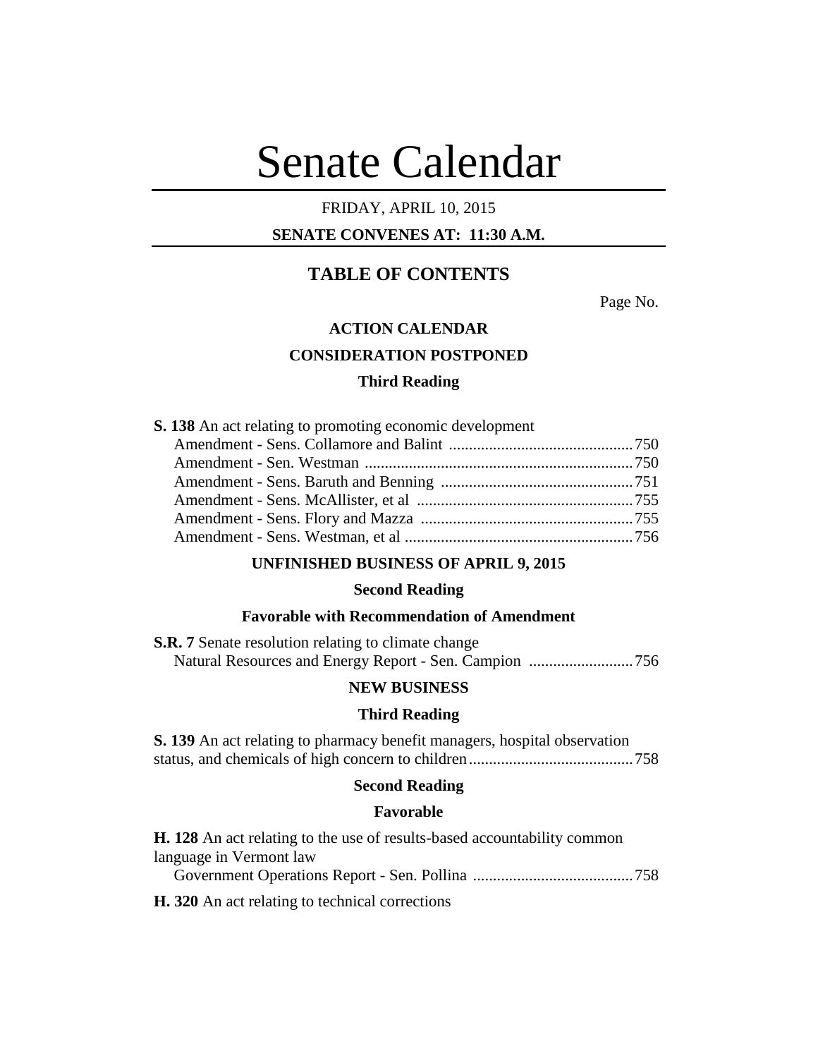# Senate Calendar

FRIDAY, APRIL 10, 2015

**SENATE CONVENES AT: 11:30 A.M.**

## TABLE OF CONTENTS

Page No.

**ACTION CALENDAR**

**CONSIDERATION POSTPONED**

**Third Reading**

**S. 138** An act relating to promoting economic development

Amendment - Sens. Collamore and Balint .............................................750

Amendment - Sen. Westman ...................................................................750

Amendment - Sens. Baruth and Benning ...............................................751

Amendment - Sens. McAllister, et al .....................................................755

Amendment - Sens. Flory and Mazza ....................................................755

Amendment - Sens. Westman, et al ........................................................756

**UNFINISHED BUSINESS OF APRIL 9, 2015**

**Second Reading**

**Favorable with Recommendation of Amendment**

**S.R. 7** Senate resolution relating to climate change

Natural Resources and Energy Report - Sen. Campion ..........................756

**NEW BUSINESS**

**Third Reading**

**S. 139** An act relating to pharmacy benefit managers, hospital observation status, and chemicals of high concern to children.........................................758

**Second Reading**

**Favorable**

**H. 128** An act relating to the use of results-based accountability common language in Vermont law

Government Operations Report - Sen. Pollina ........................................758

**H. 320** An act relating to technical corrections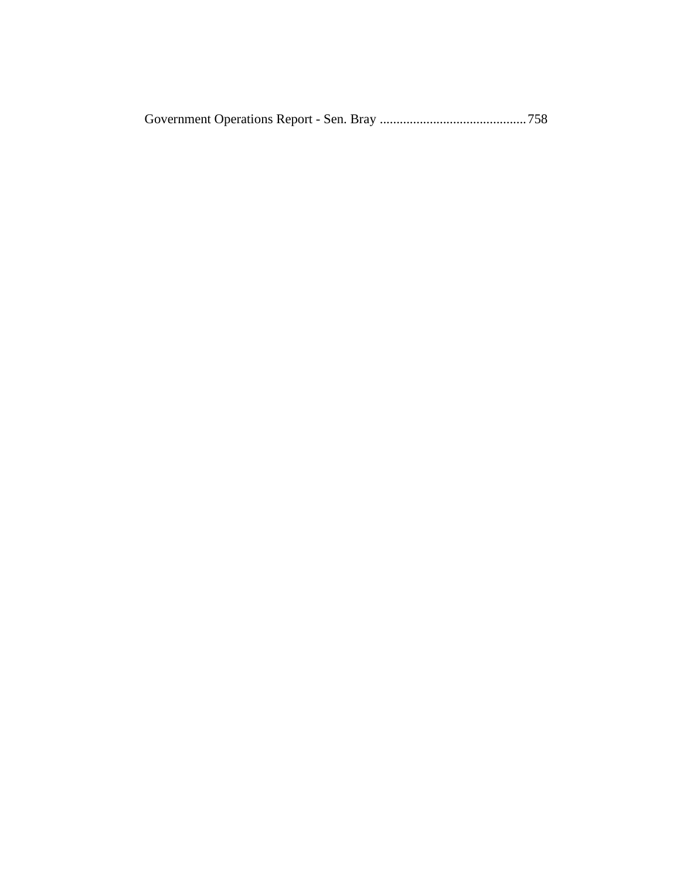Government Operations Report - Sen. Bray ............................................758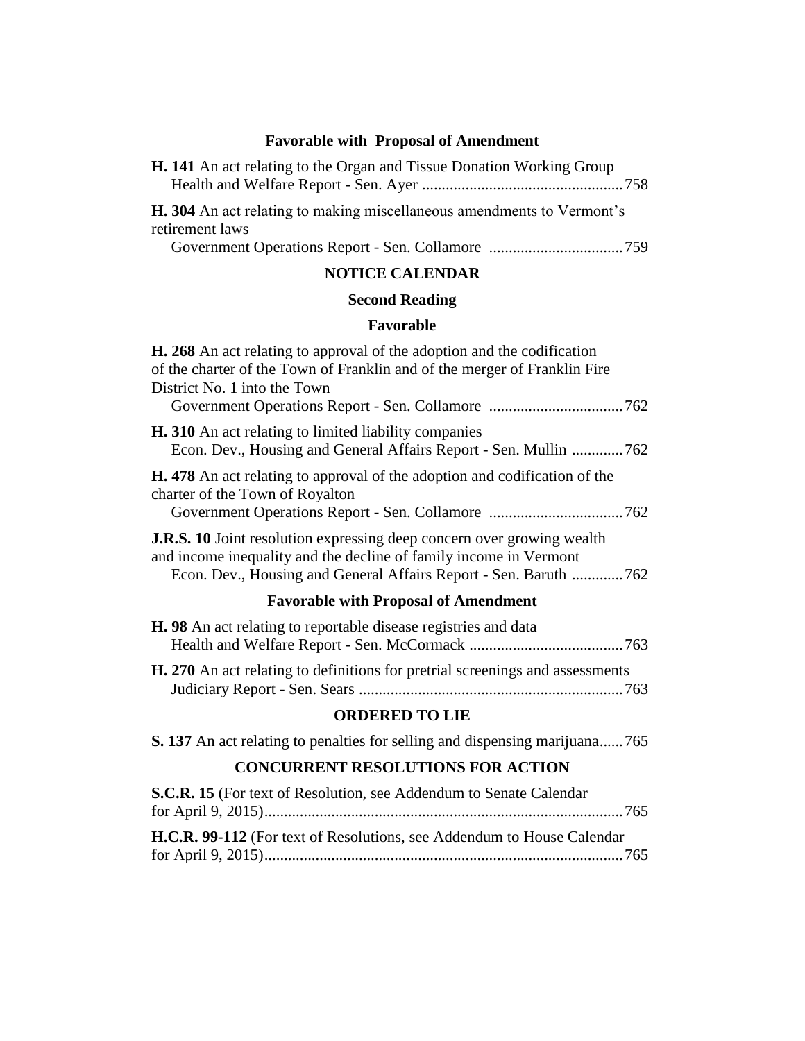**Favorable with Proposal of Amendment**

**H. 141** An act relating to the Organ and Tissue Donation Working Group
Health and Welfare Report - Sen. Ayer ..................................................758

**H. 304** An act relating to making miscellaneous amendments to Vermont's retirement laws
Government Operations Report - Sen. Collamore .................................759

## NOTICE CALENDAR

### Second Reading

### Favorable

**H. 268** An act relating to approval of the adoption and the codification of the charter of the Town of Franklin and of the merger of Franklin Fire District No. 1 into the Town
Government Operations Report - Sen. Collamore .................................762

**H. 310** An act relating to limited liability companies
Econ. Dev., Housing and General Affairs Report - Sen. Mullin .............762

**H. 478** An act relating to approval of the adoption and codification of the charter of the Town of Royalton
Government Operations Report - Sen. Collamore .................................762

**J.R.S. 10** Joint resolution expressing deep concern over growing wealth and income inequality and the decline of family income in Vermont
Econ. Dev., Housing and General Affairs Report - Sen. Baruth .............762

### Favorable with Proposal of Amendment

**H. 98** An act relating to reportable disease registries and data
Health and Welfare Report - Sen. McCormack ......................................763

**H. 270** An act relating to definitions for pretrial screenings and assessments
Judiciary Report - Sen. Sears ..................................................................763

## ORDERED TO LIE

**S. 137** An act relating to penalties for selling and dispensing marijuana......765

## CONCURRENT RESOLUTIONS FOR ACTION

**S.C.R. 15** (For text of Resolution, see Addendum to Senate Calendar for April 9, 2015)..........................................................................................765

**H.C.R. 99-112** (For text of Resolutions, see Addendum to House Calendar for April 9, 2015)..........................................................................................765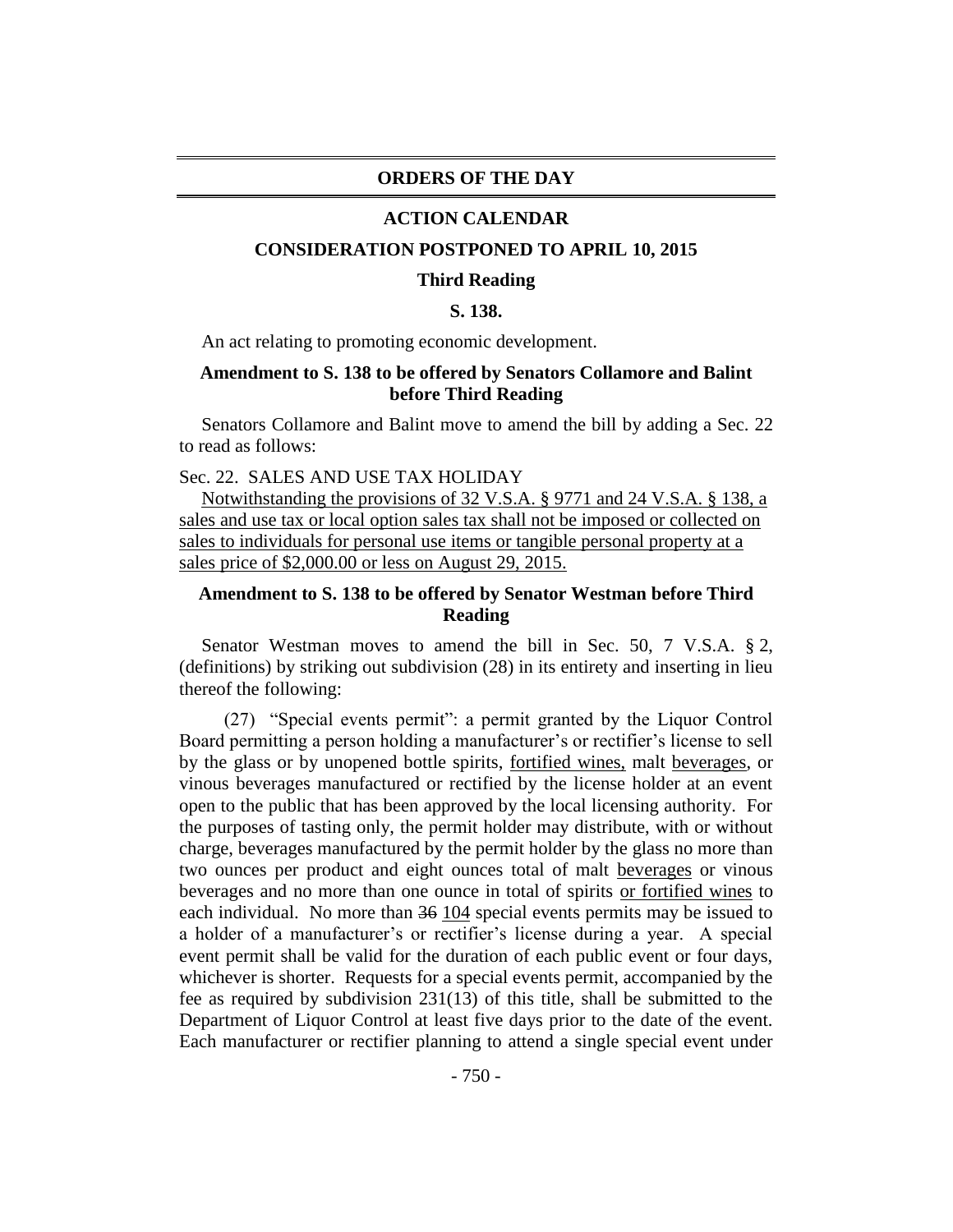# ORDERS OF THE DAY

## ACTION CALENDAR

### CONSIDERATION POSTPONED TO APRIL 10, 2015

**Third Reading**

**S. 138.**

An act relating to promoting economic development.

**Amendment to S. 138 to be offered by Senators Collamore and Balint before Third Reading**

Senators Collamore and Balint move to amend the bill by adding a Sec. 22 to read as follows:

Sec. 22. SALES AND USE TAX HOLIDAY

Notwithstanding the provisions of 32 V.S.A. § 9771 and 24 V.S.A. § 138, a sales and use tax or local option sales tax shall not be imposed or collected on sales to individuals for personal use items or tangible personal property at a sales price of $2,000.00 or less on August 29, 2015.

**Amendment to S. 138 to be offered by Senator Westman before Third Reading**

Senator Westman moves to amend the bill in Sec. 50, 7 V.S.A. § 2, (definitions) by striking out subdivision (28) in its entirety and inserting in lieu thereof the following:

(27) "Special events permit": a permit granted by the Liquor Control Board permitting a person holding a manufacturer's or rectifier's license to sell by the glass or by unopened bottle spirits, fortified wines, malt beverages, or vinous beverages manufactured or rectified by the license holder at an event open to the public that has been approved by the local licensing authority. For the purposes of tasting only, the permit holder may distribute, with or without charge, beverages manufactured by the permit holder by the glass no more than two ounces per product and eight ounces total of malt beverages or vinous beverages and no more than one ounce in total of spirits or fortified wines to each individual. No more than ~~36~~ 104 special events permits may be issued to a holder of a manufacturer's or rectifier's license during a year. A special event permit shall be valid for the duration of each public event or four days, whichever is shorter. Requests for a special events permit, accompanied by the fee as required by subdivision 231(13) of this title, shall be submitted to the Department of Liquor Control at least five days prior to the date of the event. Each manufacturer or rectifier planning to attend a single special event under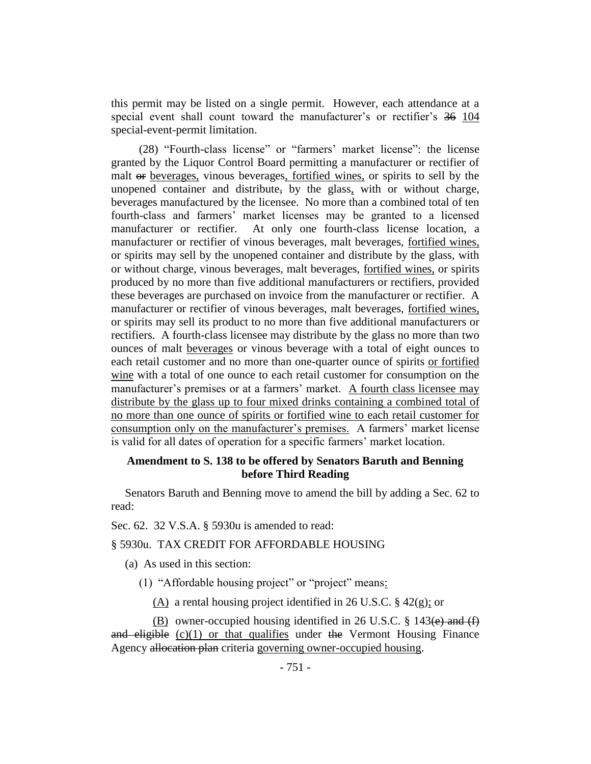this permit may be listed on a single permit. However, each attendance at a special event shall count toward the manufacturer's or rectifier's ~~36~~ <u>104</u> special-event-permit limitation.

(28) "Fourth-class license" or "farmers' market license": the license granted by the Liquor Control Board permitting a manufacturer or rectifier of malt ~~or~~ <u>beverages,</u> vinous beverages<u>, fortified wines,</u> or spirits to sell by the unopened container and distribute~~,~~ by the glass<u>,</u> with or without charge, beverages manufactured by the licensee. No more than a combined total of ten fourth-class and farmers' market licenses may be granted to a licensed manufacturer or rectifier. At only one fourth-class license location, a manufacturer or rectifier of vinous beverages, malt beverages, <u>fortified wines,</u> or spirits may sell by the unopened container and distribute by the glass, with or without charge, vinous beverages, malt beverages, <u>fortified wines,</u> or spirits produced by no more than five additional manufacturers or rectifiers, provided these beverages are purchased on invoice from the manufacturer or rectifier. A manufacturer or rectifier of vinous beverages, malt beverages, <u>fortified wines,</u> or spirits may sell its product to no more than five additional manufacturers or rectifiers. A fourth-class licensee may distribute by the glass no more than two ounces of malt <u>beverages</u> or vinous beverage with a total of eight ounces to each retail customer and no more than one-quarter ounce of spirits <u>or fortified wine</u> with a total of one ounce to each retail customer for consumption on the manufacturer's premises or at a farmers' market. <u>A fourth class licensee may distribute by the glass up to four mixed drinks containing a combined total of no more than one ounce of spirits or fortified wine to each retail customer for consumption only on the manufacturer's premises.</u> A farmers' market license is valid for all dates of operation for a specific farmers' market location.

**Amendment to S. 138 to be offered by Senators Baruth and Benning before Third Reading**

Senators Baruth and Benning move to amend the bill by adding a Sec. 62 to read:

Sec. 62. 32 V.S.A. § 5930u is amended to read:

§ 5930u. TAX CREDIT FOR AFFORDABLE HOUSING

(a) As used in this section:

(1) "Affordable housing project" or "project" means<u>:</u>

<u>(A)</u> a rental housing project identified in 26 U.S.C. § 42(g)<u>;</u> or

<u>(B)</u> owner-occupied housing identified in 26 U.S.C. § 143~~(e) and (f) and eligible~~ <u>(c)(1) or that qualifies</u> under ~~the~~ Vermont Housing Finance Agency ~~allocation plan~~ criteria <u>governing owner-occupied housing</u>.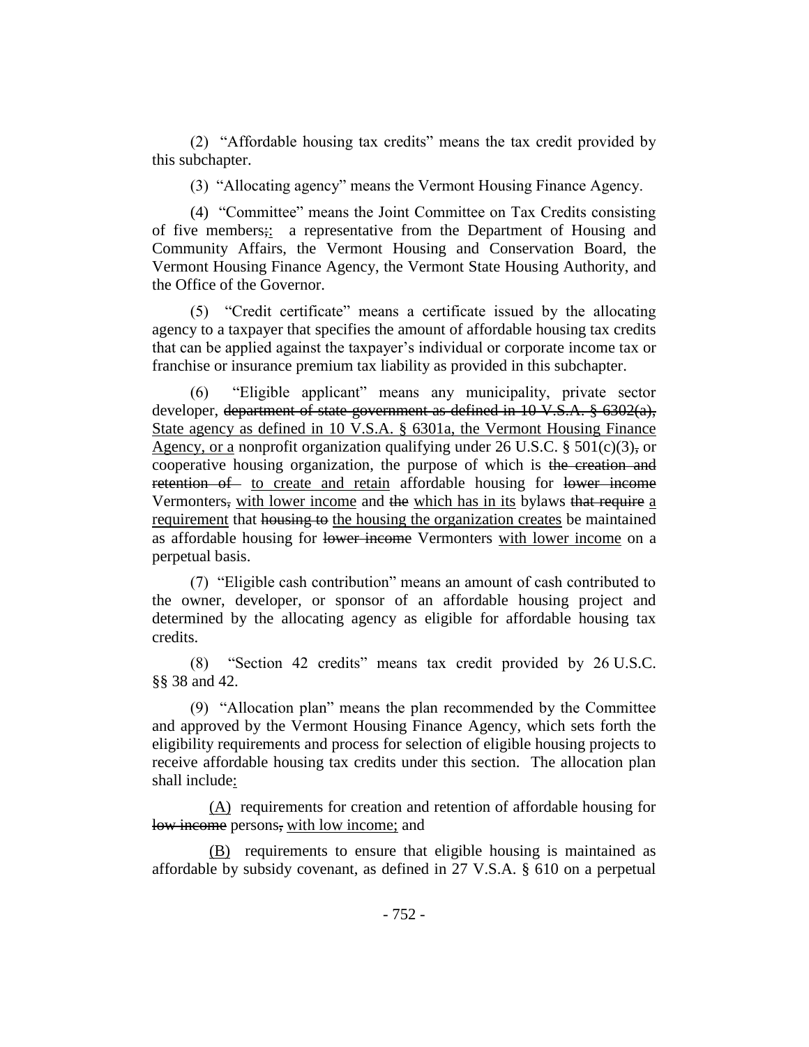(2) "Affordable housing tax credits" means the tax credit provided by this subchapter.

(3) "Allocating agency" means the Vermont Housing Finance Agency.

(4) "Committee" means the Joint Committee on Tax Credits consisting of five members~~;~~<u>:</u> a representative from the Department of Housing and Community Affairs, the Vermont Housing and Conservation Board, the Vermont Housing Finance Agency, the Vermont State Housing Authority, and the Office of the Governor.

(5) "Credit certificate" means a certificate issued by the allocating agency to a taxpayer that specifies the amount of affordable housing tax credits that can be applied against the taxpayer's individual or corporate income tax or franchise or insurance premium tax liability as provided in this subchapter.

(6) "Eligible applicant" means any municipality, private sector developer, ~~department of state government as defined in 10 V.S.A. § 6302(a),~~ <u>State agency as defined in 10 V.S.A. § 6301a, the Vermont Housing Finance Agency, or a</u> nonprofit organization qualifying under 26 U.S.C. § 501(c)(3)~~,~~ or cooperative housing organization, the purpose of which is ~~the creation and retention of~~ <u>to create and retain</u> affordable housing for ~~lower income~~ Vermonters~~,~~ <u>with lower income</u> and ~~the~~ <u>which has in its</u> bylaws ~~that require~~ <u>a requirement</u> that ~~housing to~~ <u>the housing the organization creates</u> be maintained as affordable housing for ~~lower income~~ Vermonters <u>with lower income</u> on a perpetual basis.

(7) "Eligible cash contribution" means an amount of cash contributed to the owner, developer, or sponsor of an affordable housing project and determined by the allocating agency as eligible for affordable housing tax credits.

(8) "Section 42 credits" means tax credit provided by 26 U.S.C. §§ 38 and 42.

(9) "Allocation plan" means the plan recommended by the Committee and approved by the Vermont Housing Finance Agency, which sets forth the eligibility requirements and process for selection of eligible housing projects to receive affordable housing tax credits under this section. The allocation plan shall include<u>:</u>

<u>(A)</u> requirements for creation and retention of affordable housing for ~~low income~~ persons~~,~~ <u>with low income;</u> and

<u>(B)</u> requirements to ensure that eligible housing is maintained as affordable by subsidy covenant, as defined in 27 V.S.A. § 610 on a perpetual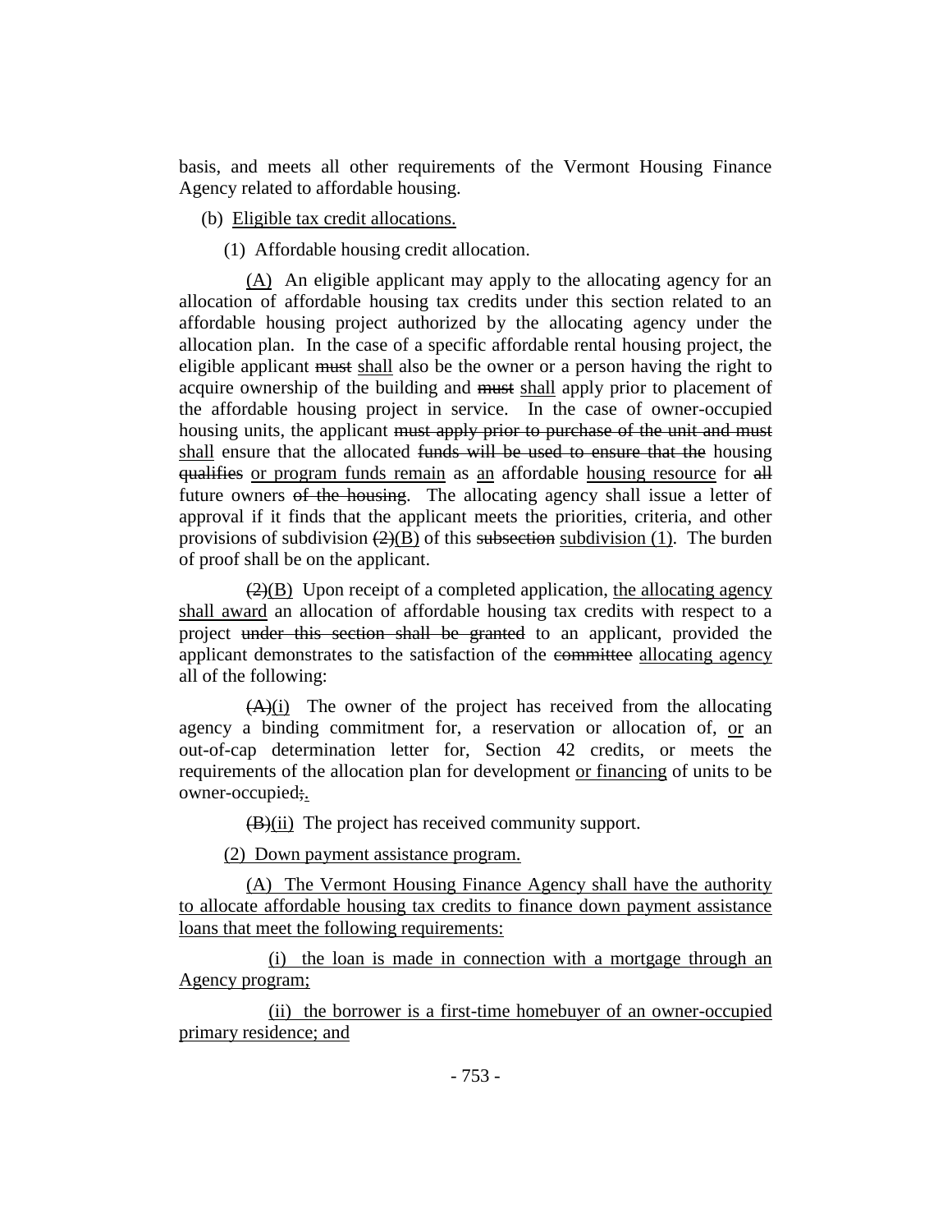basis, and meets all other requirements of the Vermont Housing Finance Agency related to affordable housing.

(b) <u>Eligible tax credit allocations.</u>

(1) Affordable housing credit allocation.

<u>(A)</u> An eligible applicant may apply to the allocating agency for an allocation of affordable housing tax credits under this section related to an affordable housing project authorized by the allocating agency under the allocation plan. In the case of a specific affordable rental housing project, the eligible applicant ~~must~~ <u>shall</u> also be the owner or a person having the right to acquire ownership of the building and ~~must~~ <u>shall</u> apply prior to placement of the affordable housing project in service. In the case of owner-occupied housing units, the applicant ~~must apply prior to purchase of the unit and must~~ <u>shall</u> ensure that the allocated ~~funds will be used to ensure that the~~ housing ~~qualifies~~ <u>or program funds remain</u> as <u>an</u> affordable <u>housing resource</u> for ~~all~~ future owners ~~of the housing~~. The allocating agency shall issue a letter of approval if it finds that the applicant meets the priorities, criteria, and other provisions of subdivision ~~(2)~~<u>(B)</u> of this ~~subsection~~ <u>subdivision (1)</u>. The burden of proof shall be on the applicant.

~~(2)~~<u>(B)</u> Upon receipt of a completed application, <u>the allocating agency shall award</u> an allocation of affordable housing tax credits with respect to a project ~~under this section shall be granted~~ to an applicant, provided the applicant demonstrates to the satisfaction of the ~~committee~~ <u>allocating agency</u> all of the following:

~~(A)~~<u>(i)</u> The owner of the project has received from the allocating agency a binding commitment for, a reservation or allocation of, <u>or</u> an out-of-cap determination letter for, Section 42 credits, or meets the requirements of the allocation plan for development <u>or financing</u> of units to be owner-occupied~~;~~<u>.</u>

~~(B)~~<u>(ii)</u> The project has received community support.

<u>(2) Down payment assistance program.</u>

<u>(A) The Vermont Housing Finance Agency shall have the authority to allocate affordable housing tax credits to finance down payment assistance loans that meet the following requirements:</u>

<u>(i) the loan is made in connection with a mortgage through an Agency program;</u>

<u>(ii) the borrower is a first-time homebuyer of an owner-occupied primary residence; and</u>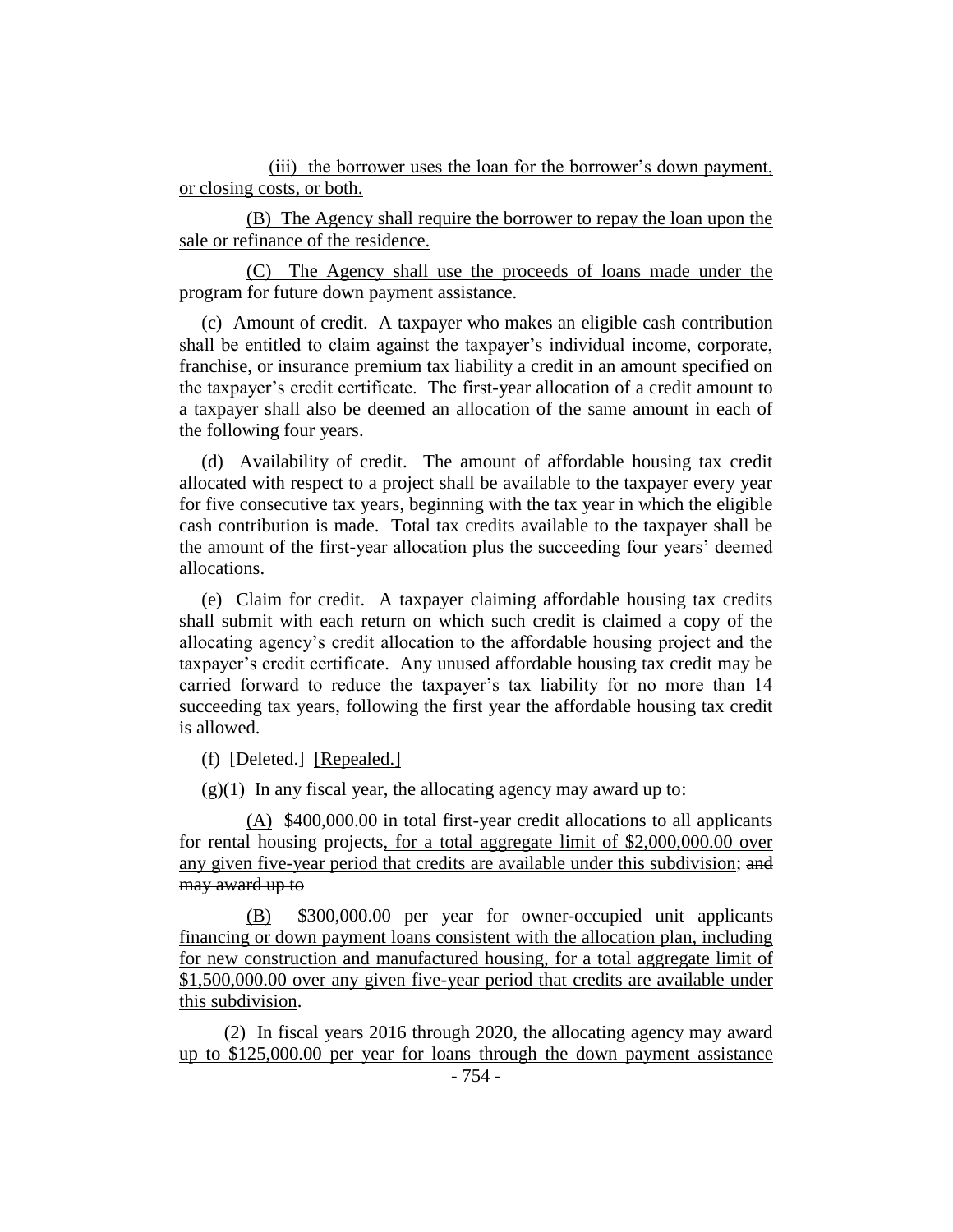(iii) the borrower uses the loan for the borrower's down payment, or closing costs, or both.

(B) The Agency shall require the borrower to repay the loan upon the sale or refinance of the residence.

(C) The Agency shall use the proceeds of loans made under the program for future down payment assistance.

(c) Amount of credit. A taxpayer who makes an eligible cash contribution shall be entitled to claim against the taxpayer's individual income, corporate, franchise, or insurance premium tax liability a credit in an amount specified on the taxpayer's credit certificate. The first-year allocation of a credit amount to a taxpayer shall also be deemed an allocation of the same amount in each of the following four years.

(d) Availability of credit. The amount of affordable housing tax credit allocated with respect to a project shall be available to the taxpayer every year for five consecutive tax years, beginning with the tax year in which the eligible cash contribution is made. Total tax credits available to the taxpayer shall be the amount of the first-year allocation plus the succeeding four years' deemed allocations.

(e) Claim for credit. A taxpayer claiming affordable housing tax credits shall submit with each return on which such credit is claimed a copy of the allocating agency's credit allocation to the affordable housing project and the taxpayer's credit certificate. Any unused affordable housing tax credit may be carried forward to reduce the taxpayer's tax liability for no more than 14 succeeding tax years, following the first year the affordable housing tax credit is allowed.

(f) ~~[Deleted.]~~ [Repealed.]

(g)(1) In any fiscal year, the allocating agency may award up to:

(A) $400,000.00 in total first-year credit allocations to all applicants for rental housing projects, for a total aggregate limit of $2,000,000.00 over any given five-year period that credits are available under this subdivision; ~~and may award up to~~

(B) $300,000.00 per year for owner-occupied unit ~~applicants~~ financing or down payment loans consistent with the allocation plan, including for new construction and manufactured housing, for a total aggregate limit of $1,500,000.00 over any given five-year period that credits are available under this subdivision.

(2) In fiscal years 2016 through 2020, the allocating agency may award up to $125,000.00 per year for loans through the down payment assistance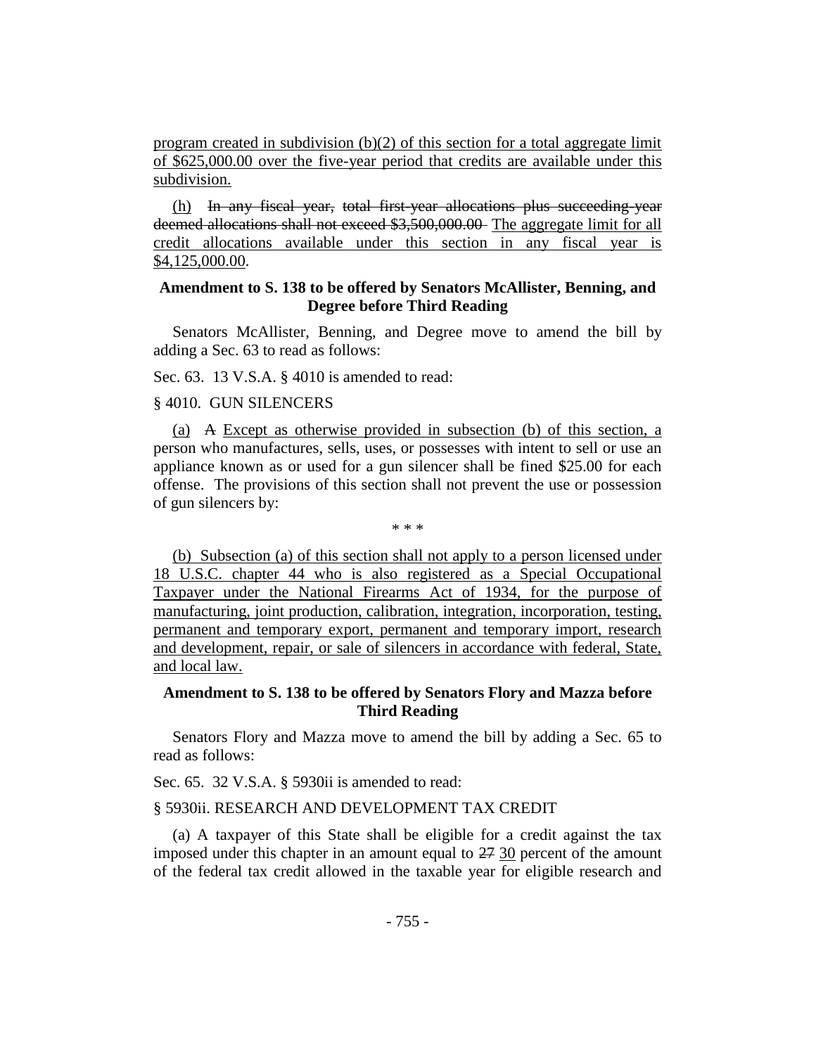program created in subdivision (b)(2) of this section for a total aggregate limit of $625,000.00 over the five-year period that credits are available under this subdivision.

(h) ~~In any fiscal year, total first-year allocations plus succeeding-year deemed allocations shall not exceed $3,500,000.00~~ The aggregate limit for all credit allocations available under this section in any fiscal year is $4,125,000.00.

**Amendment to S. 138 to be offered by Senators McAllister, Benning, and Degree before Third Reading**

Senators McAllister, Benning, and Degree move to amend the bill by adding a Sec. 63 to read as follows:

Sec. 63. 13 V.S.A. § 4010 is amended to read:

§ 4010. GUN SILENCERS

(a) ~~A~~ Except as otherwise provided in subsection (b) of this section, a person who manufactures, sells, uses, or possesses with intent to sell or use an appliance known as or used for a gun silencer shall be fined $25.00 for each offense. The provisions of this section shall not prevent the use or possession of gun silencers by:

\* \* \*

(b) Subsection (a) of this section shall not apply to a person licensed under 18 U.S.C. chapter 44 who is also registered as a Special Occupational Taxpayer under the National Firearms Act of 1934, for the purpose of manufacturing, joint production, calibration, integration, incorporation, testing, permanent and temporary export, permanent and temporary import, research and development, repair, or sale of silencers in accordance with federal, State, and local law.

**Amendment to S. 138 to be offered by Senators Flory and Mazza before Third Reading**

Senators Flory and Mazza move to amend the bill by adding a Sec. 65 to read as follows:

Sec. 65. 32 V.S.A. § 5930ii is amended to read:

§ 5930ii. RESEARCH AND DEVELOPMENT TAX CREDIT

(a) A taxpayer of this State shall be eligible for a credit against the tax imposed under this chapter in an amount equal to ~~27~~ 30 percent of the amount of the federal tax credit allowed in the taxable year for eligible research and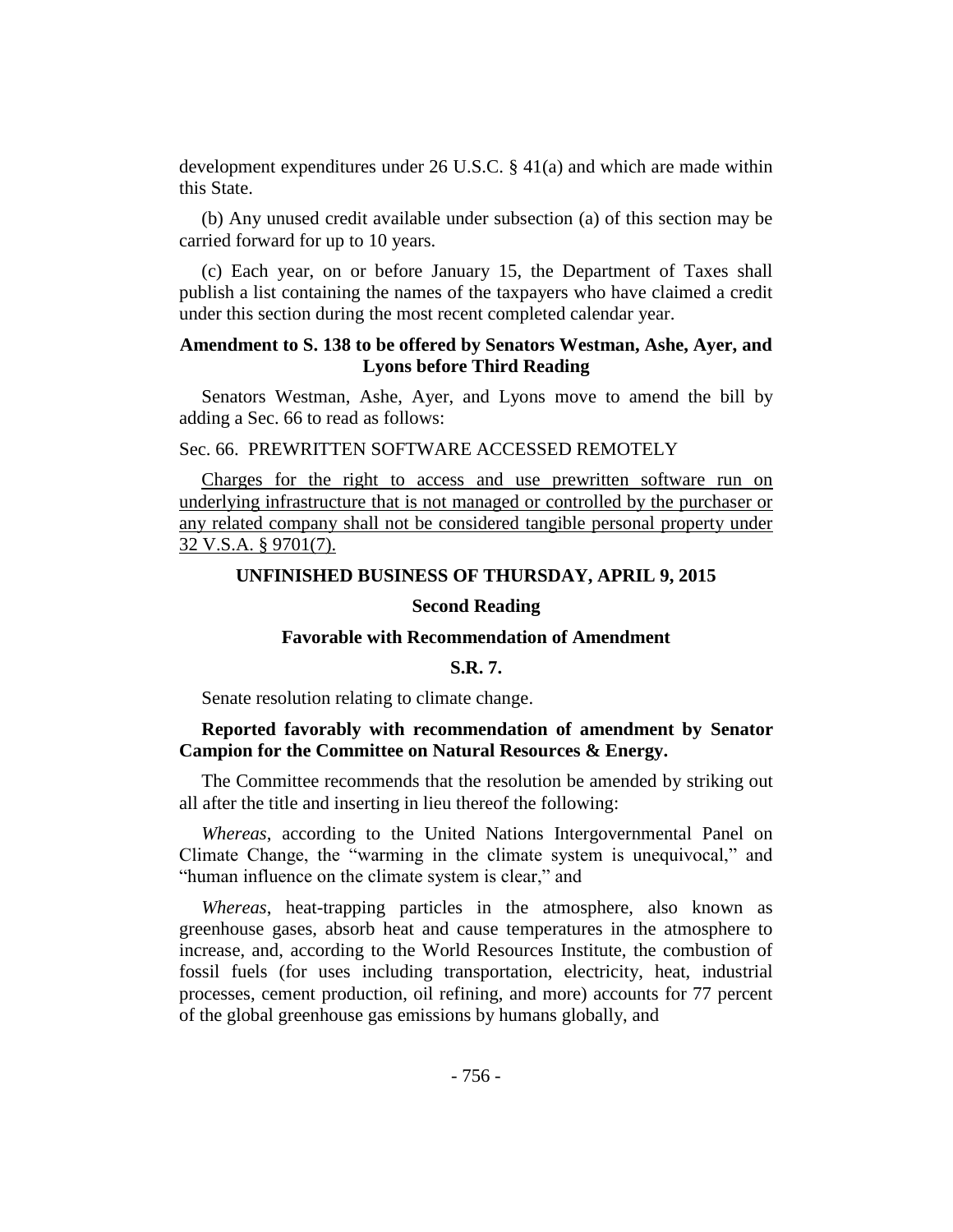development expenditures under 26 U.S.C. § 41(a) and which are made within this State.

(b) Any unused credit available under subsection (a) of this section may be carried forward for up to 10 years.

(c) Each year, on or before January 15, the Department of Taxes shall publish a list containing the names of the taxpayers who have claimed a credit under this section during the most recent completed calendar year.

**Amendment to S. 138 to be offered by Senators Westman, Ashe, Ayer, and Lyons before Third Reading**

Senators Westman, Ashe, Ayer, and Lyons move to amend the bill by adding a Sec. 66 to read as follows:

Sec. 66. PREWRITTEN SOFTWARE ACCESSED REMOTELY

<u>Charges for the right to access and use prewritten software run on underlying infrastructure that is not managed or controlled by the purchaser or any related company shall not be considered tangible personal property under 32 V.S.A. § 9701(7).</u>

**UNFINISHED BUSINESS OF THURSDAY, APRIL 9, 2015**

**Second Reading**

**Favorable with Recommendation of Amendment**

**S.R. 7.**

Senate resolution relating to climate change.

**Reported favorably with recommendation of amendment by Senator Campion for the Committee on Natural Resources & Energy.**

The Committee recommends that the resolution be amended by striking out all after the title and inserting in lieu thereof the following:

*Whereas*, according to the United Nations Intergovernmental Panel on Climate Change, the "warming in the climate system is unequivocal," and "human influence on the climate system is clear," and

*Whereas*, heat-trapping particles in the atmosphere, also known as greenhouse gases, absorb heat and cause temperatures in the atmosphere to increase, and, according to the World Resources Institute, the combustion of fossil fuels (for uses including transportation, electricity, heat, industrial processes, cement production, oil refining, and more) accounts for 77 percent of the global greenhouse gas emissions by humans globally, and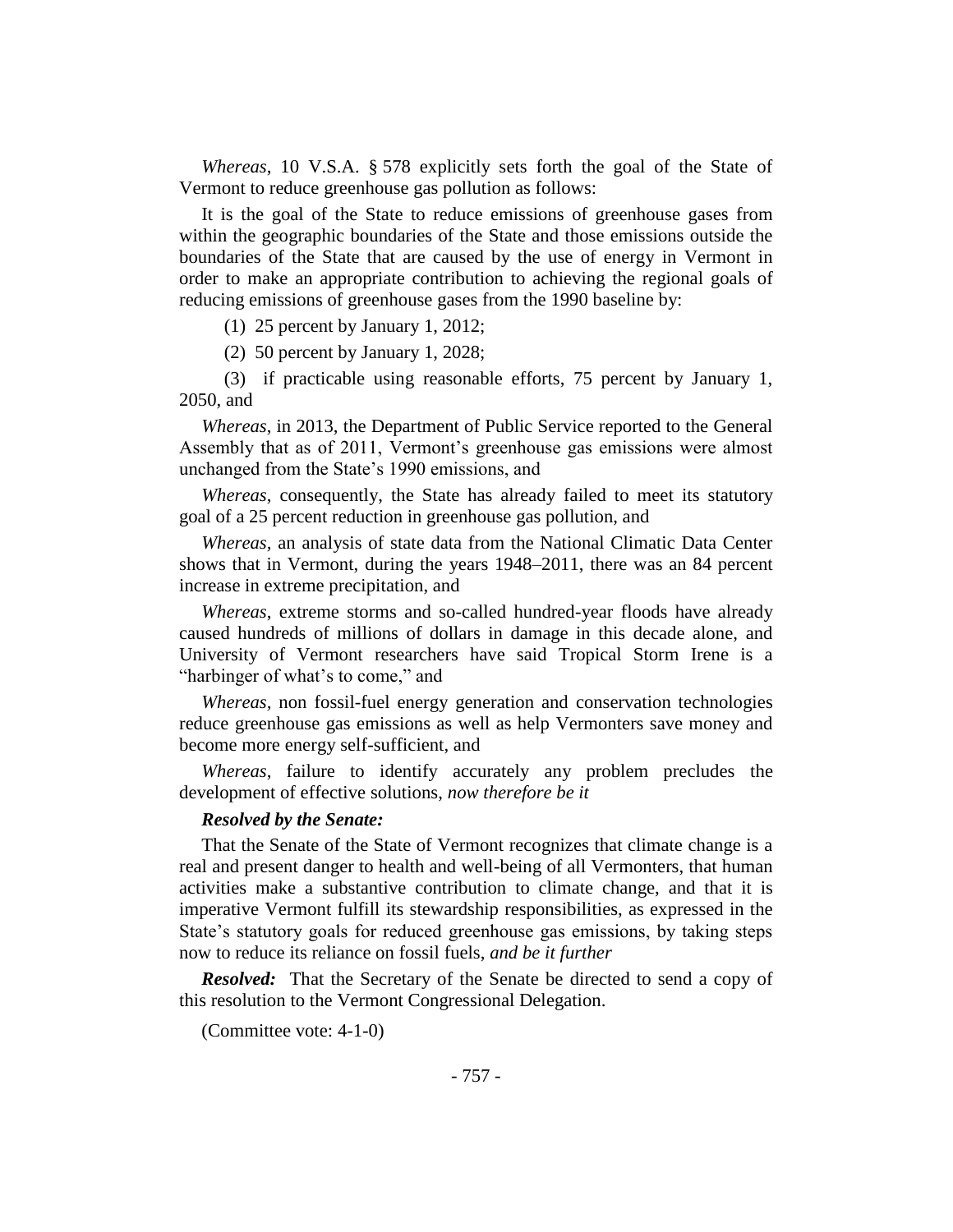*Whereas*, 10 V.S.A. § 578 explicitly sets forth the goal of the State of Vermont to reduce greenhouse gas pollution as follows:

It is the goal of the State to reduce emissions of greenhouse gases from within the geographic boundaries of the State and those emissions outside the boundaries of the State that are caused by the use of energy in Vermont in order to make an appropriate contribution to achieving the regional goals of reducing emissions of greenhouse gases from the 1990 baseline by:

(1) 25 percent by January 1, 2012;

(2) 50 percent by January 1, 2028;

(3) if practicable using reasonable efforts, 75 percent by January 1, 2050, and

*Whereas*, in 2013, the Department of Public Service reported to the General Assembly that as of 2011, Vermont's greenhouse gas emissions were almost unchanged from the State's 1990 emissions, and

*Whereas*, consequently, the State has already failed to meet its statutory goal of a 25 percent reduction in greenhouse gas pollution, and

*Whereas*, an analysis of state data from the National Climatic Data Center shows that in Vermont, during the years 1948–2011, there was an 84 percent increase in extreme precipitation, and

*Whereas*, extreme storms and so-called hundred-year floods have already caused hundreds of millions of dollars in damage in this decade alone, and University of Vermont researchers have said Tropical Storm Irene is a "harbinger of what's to come," and

*Whereas*, non fossil-fuel energy generation and conservation technologies reduce greenhouse gas emissions as well as help Vermonters save money and become more energy self-sufficient, and

*Whereas*, failure to identify accurately any problem precludes the development of effective solutions, *now therefore be it*

***Resolved by the Senate:***

That the Senate of the State of Vermont recognizes that climate change is a real and present danger to health and well-being of all Vermonters, that human activities make a substantive contribution to climate change, and that it is imperative Vermont fulfill its stewardship responsibilities, as expressed in the State's statutory goals for reduced greenhouse gas emissions, by taking steps now to reduce its reliance on fossil fuels, *and be it further*

***Resolved:*** That the Secretary of the Senate be directed to send a copy of this resolution to the Vermont Congressional Delegation.

(Committee vote: 4-1-0)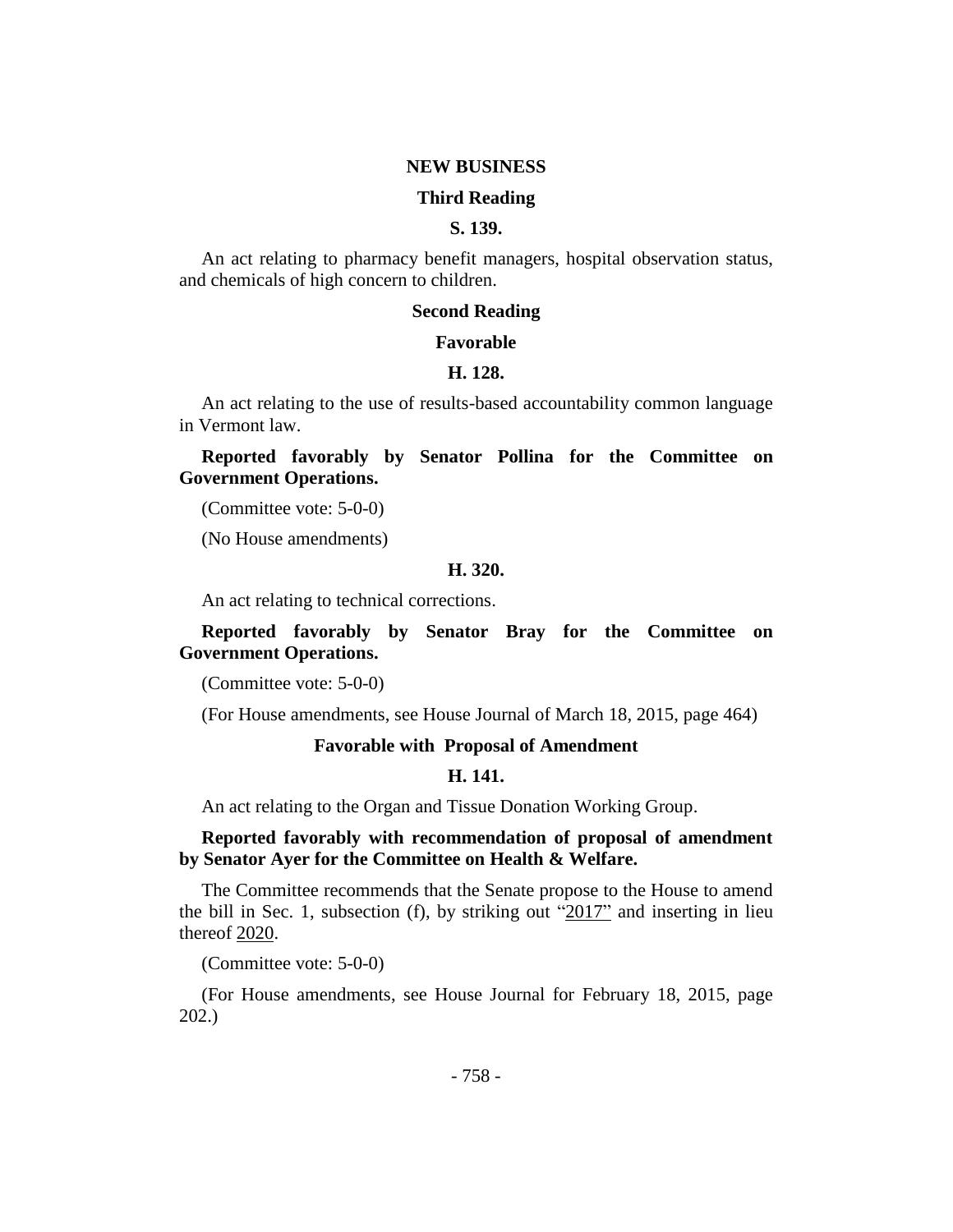## NEW BUSINESS

### Third Reading

### S. 139.

An act relating to pharmacy benefit managers, hospital observation status, and chemicals of high concern to children.

### Second Reading

### Favorable

### H. 128.

An act relating to the use of results-based accountability common language in Vermont law.

**Reported favorably by Senator Pollina for the Committee on Government Operations.**

(Committee vote: 5-0-0)

(No House amendments)

### H. 320.

An act relating to technical corrections.

**Reported favorably by Senator Bray for the Committee on Government Operations.**

(Committee vote: 5-0-0)

(For House amendments, see House Journal of March 18, 2015, page 464)

### Favorable with Proposal of Amendment

### H. 141.

An act relating to the Organ and Tissue Donation Working Group.

**Reported favorably with recommendation of proposal of amendment by Senator Ayer for the Committee on Health & Welfare.**

The Committee recommends that the Senate propose to the House to amend the bill in Sec. 1, subsection (f), by striking out "2017" and inserting in lieu thereof 2020.

(Committee vote: 5-0-0)

(For House amendments, see House Journal for February 18, 2015, page 202.)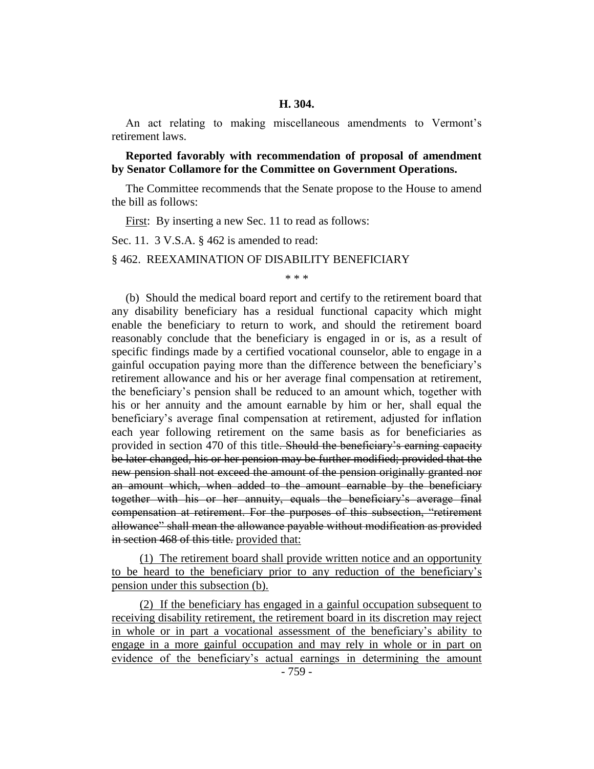**H. 304.**

An act relating to making miscellaneous amendments to Vermont's retirement laws.

**Reported favorably with recommendation of proposal of amendment by Senator Collamore for the Committee on Government Operations.**

The Committee recommends that the Senate propose to the House to amend the bill as follows:

<u>First</u>: By inserting a new Sec. 11 to read as follows:

Sec. 11. 3 V.S.A. § 462 is amended to read:

§ 462. REEXAMINATION OF DISABILITY BENEFICIARY

\* \* \*

(b) Should the medical board report and certify to the retirement board that any disability beneficiary has a residual functional capacity which might enable the beneficiary to return to work, and should the retirement board reasonably conclude that the beneficiary is engaged in or is, as a result of specific findings made by a certified vocational counselor, able to engage in a gainful occupation paying more than the difference between the beneficiary's retirement allowance and his or her average final compensation at retirement, the beneficiary's pension shall be reduced to an amount which, together with his or her annuity and the amount earnable by him or her, shall equal the beneficiary's average final compensation at retirement, adjusted for inflation each year following retirement on the same basis as for beneficiaries as provided in section 470 of this title~~. Should the beneficiary's earning capacity be later changed, his or her pension may be further modified; provided that the new pension shall not exceed the amount of the pension originally granted nor an amount which, when added to the amount earnable by the beneficiary together with his or her annuity, equals the beneficiary's average final compensation at retirement. For the purposes of this subsection, "retirement allowance" shall mean the allowance payable without modification as provided in section 468 of this title.~~ <u>provided that:</u>

<u>(1) The retirement board shall provide written notice and an opportunity to be heard to the beneficiary prior to any reduction of the beneficiary's pension under this subsection (b).</u>

<u>(2) If the beneficiary has engaged in a gainful occupation subsequent to receiving disability retirement, the retirement board in its discretion may reject in whole or in part a vocational assessment of the beneficiary's ability to engage in a more gainful occupation and may rely in whole or in part on evidence of the beneficiary's actual earnings in determining the amount</u>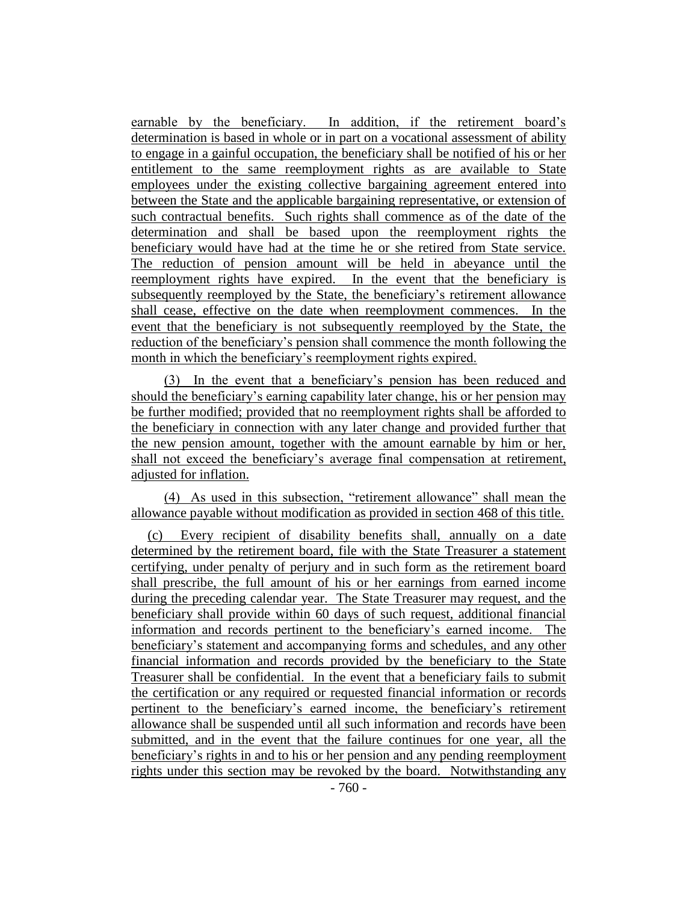earnable by the beneficiary. In addition, if the retirement board's determination is based in whole or in part on a vocational assessment of ability to engage in a gainful occupation, the beneficiary shall be notified of his or her entitlement to the same reemployment rights as are available to State employees under the existing collective bargaining agreement entered into between the State and the applicable bargaining representative, or extension of such contractual benefits. Such rights shall commence as of the date of the determination and shall be based upon the reemployment rights the beneficiary would have had at the time he or she retired from State service. The reduction of pension amount will be held in abeyance until the reemployment rights have expired. In the event that the beneficiary is subsequently reemployed by the State, the beneficiary's retirement allowance shall cease, effective on the date when reemployment commences. In the event that the beneficiary is not subsequently reemployed by the State, the reduction of the beneficiary's pension shall commence the month following the month in which the beneficiary's reemployment rights expired.

(3) In the event that a beneficiary's pension has been reduced and should the beneficiary's earning capability later change, his or her pension may be further modified; provided that no reemployment rights shall be afforded to the beneficiary in connection with any later change and provided further that the new pension amount, together with the amount earnable by him or her, shall not exceed the beneficiary's average final compensation at retirement, adjusted for inflation.

(4) As used in this subsection, "retirement allowance" shall mean the allowance payable without modification as provided in section 468 of this title.

(c) Every recipient of disability benefits shall, annually on a date determined by the retirement board, file with the State Treasurer a statement certifying, under penalty of perjury and in such form as the retirement board shall prescribe, the full amount of his or her earnings from earned income during the preceding calendar year. The State Treasurer may request, and the beneficiary shall provide within 60 days of such request, additional financial information and records pertinent to the beneficiary's earned income. The beneficiary's statement and accompanying forms and schedules, and any other financial information and records provided by the beneficiary to the State Treasurer shall be confidential. In the event that a beneficiary fails to submit the certification or any required or requested financial information or records pertinent to the beneficiary's earned income, the beneficiary's retirement allowance shall be suspended until all such information and records have been submitted, and in the event that the failure continues for one year, all the beneficiary's rights in and to his or her pension and any pending reemployment rights under this section may be revoked by the board. Notwithstanding any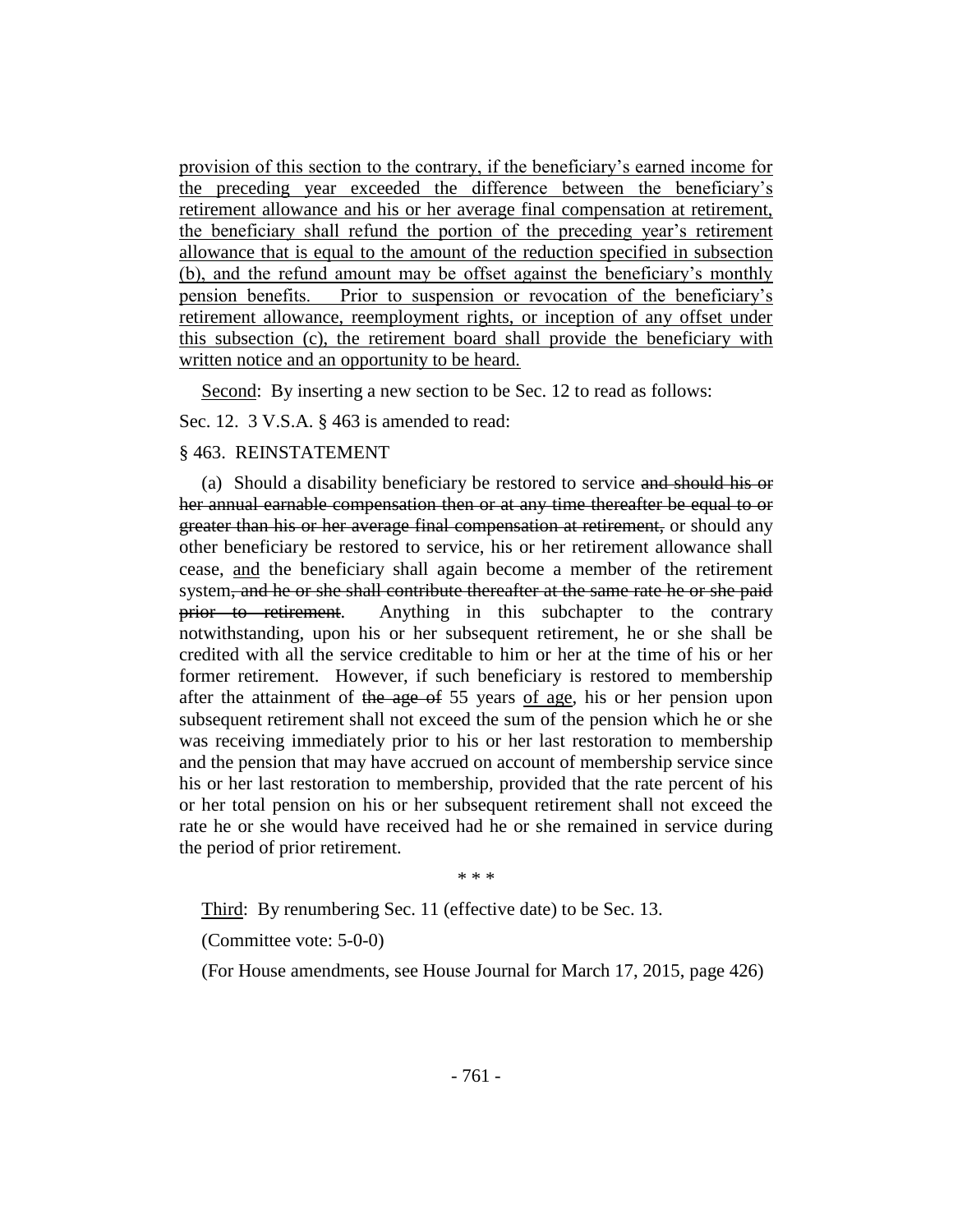provision of this section to the contrary, if the beneficiary's earned income for the preceding year exceeded the difference between the beneficiary's retirement allowance and his or her average final compensation at retirement, the beneficiary shall refund the portion of the preceding year's retirement allowance that is equal to the amount of the reduction specified in subsection (b), and the refund amount may be offset against the beneficiary's monthly pension benefits. Prior to suspension or revocation of the beneficiary's retirement allowance, reemployment rights, or inception of any offset under this subsection (c), the retirement board shall provide the beneficiary with written notice and an opportunity to be heard.

Second: By inserting a new section to be Sec. 12 to read as follows:

Sec. 12. 3 V.S.A. § 463 is amended to read:

§ 463. REINSTATEMENT

(a) Should a disability beneficiary be restored to service ~~and should his or her annual earnable compensation then or at any time thereafter be equal to or greater than his or her average final compensation at retirement,~~ or should any other beneficiary be restored to service, his or her retirement allowance shall cease, and the beneficiary shall again become a member of the retirement system~~, and he or she shall contribute thereafter at the same rate he or she paid prior to retirement~~. Anything in this subchapter to the contrary notwithstanding, upon his or her subsequent retirement, he or she shall be credited with all the service creditable to him or her at the time of his or her former retirement. However, if such beneficiary is restored to membership after the attainment of ~~the age of~~ 55 years of age, his or her pension upon subsequent retirement shall not exceed the sum of the pension which he or she was receiving immediately prior to his or her last restoration to membership and the pension that may have accrued on account of membership service since his or her last restoration to membership, provided that the rate percent of his or her total pension on his or her subsequent retirement shall not exceed the rate he or she would have received had he or she remained in service during the period of prior retirement.

\* \* \*

Third: By renumbering Sec. 11 (effective date) to be Sec. 13.

(Committee vote: 5-0-0)

(For House amendments, see House Journal for March 17, 2015, page 426)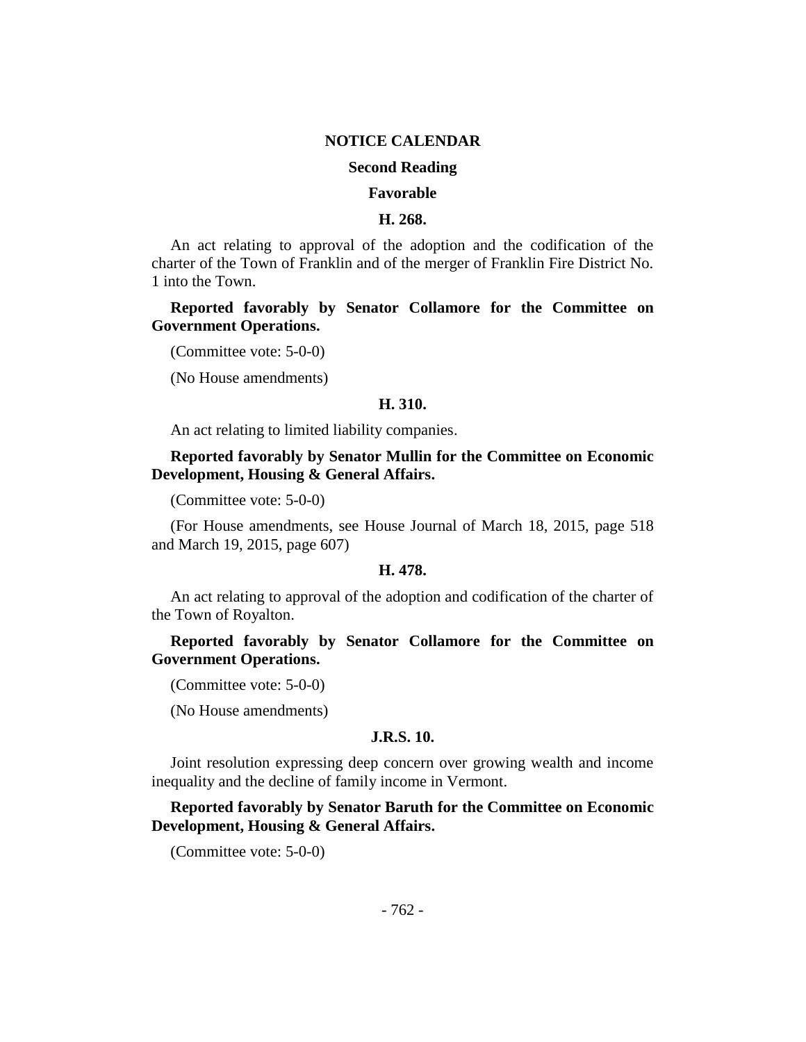# NOTICE CALENDAR

## Second Reading

### Favorable

**H. 268.**

An act relating to approval of the adoption and the codification of the charter of the Town of Franklin and of the merger of Franklin Fire District No. 1 into the Town.

**Reported favorably by Senator Collamore for the Committee on Government Operations.**

(Committee vote: 5-0-0)

(No House amendments)

**H. 310.**

An act relating to limited liability companies.

**Reported favorably by Senator Mullin for the Committee on Economic Development, Housing & General Affairs.**

(Committee vote: 5-0-0)

(For House amendments, see House Journal of March 18, 2015, page 518 and March 19, 2015, page 607)

**H. 478.**

An act relating to approval of the adoption and codification of the charter of the Town of Royalton.

**Reported favorably by Senator Collamore for the Committee on Government Operations.**

(Committee vote: 5-0-0)

(No House amendments)

**J.R.S. 10.**

Joint resolution expressing deep concern over growing wealth and income inequality and the decline of family income in Vermont.

**Reported favorably by Senator Baruth for the Committee on Economic Development, Housing & General Affairs.**

(Committee vote: 5-0-0)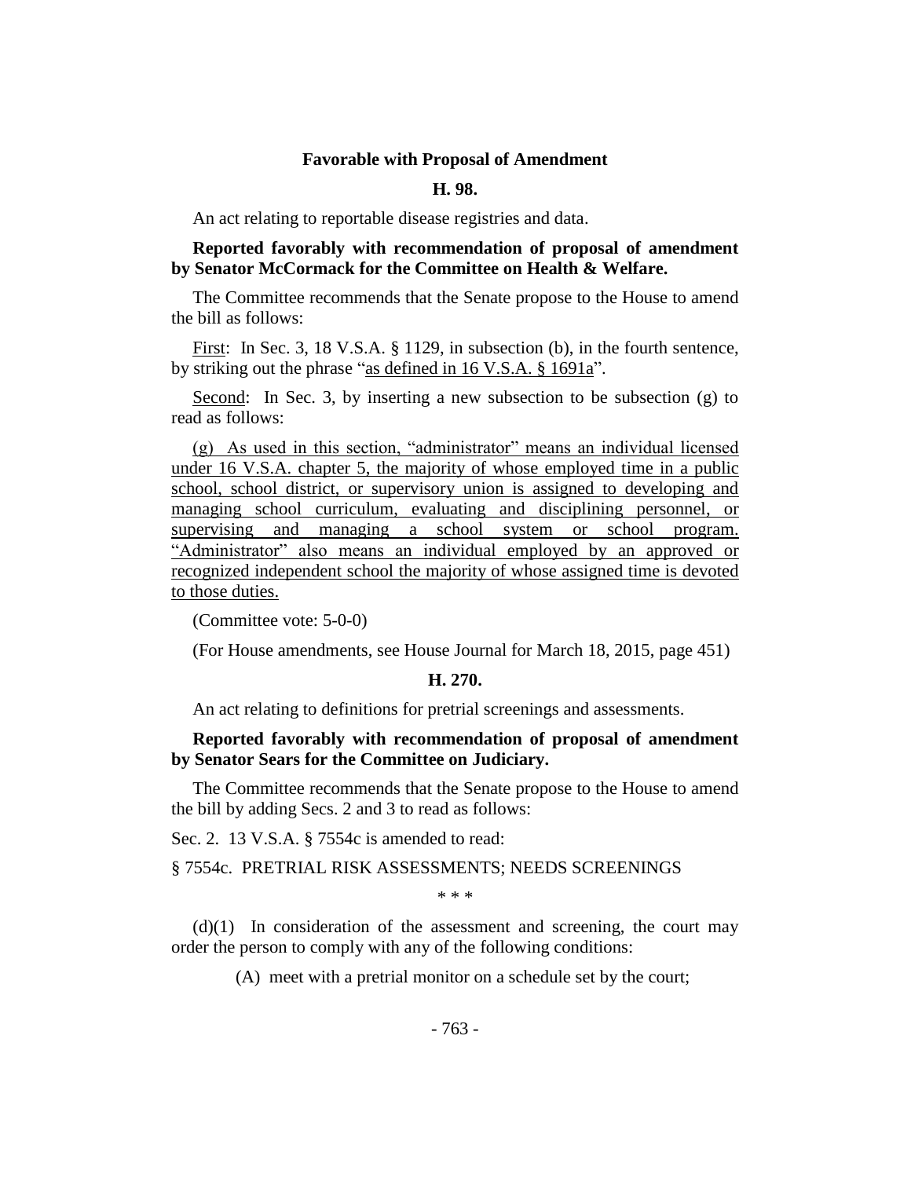**Favorable with Proposal of Amendment**

**H. 98.**

An act relating to reportable disease registries and data.

**Reported favorably with recommendation of proposal of amendment by Senator McCormack for the Committee on Health & Welfare.**

The Committee recommends that the Senate propose to the House to amend the bill as follows:

First: In Sec. 3, 18 V.S.A. § 1129, in subsection (b), in the fourth sentence, by striking out the phrase "as defined in 16 V.S.A. § 1691a".

Second: In Sec. 3, by inserting a new subsection to be subsection (g) to read as follows:

(g) As used in this section, "administrator" means an individual licensed under 16 V.S.A. chapter 5, the majority of whose employed time in a public school, school district, or supervisory union is assigned to developing and managing school curriculum, evaluating and disciplining personnel, or supervising and managing a school system or school program. "Administrator" also means an individual employed by an approved or recognized independent school the majority of whose assigned time is devoted to those duties.

(Committee vote: 5-0-0)

(For House amendments, see House Journal for March 18, 2015, page 451)

**H. 270.**

An act relating to definitions for pretrial screenings and assessments.

**Reported favorably with recommendation of proposal of amendment by Senator Sears for the Committee on Judiciary.**

The Committee recommends that the Senate propose to the House to amend the bill by adding Secs. 2 and 3 to read as follows:

Sec. 2. 13 V.S.A. § 7554c is amended to read:

§ 7554c. PRETRIAL RISK ASSESSMENTS; NEEDS SCREENINGS

\* \* \*

(d)(1) In consideration of the assessment and screening, the court may order the person to comply with any of the following conditions:

(A) meet with a pretrial monitor on a schedule set by the court;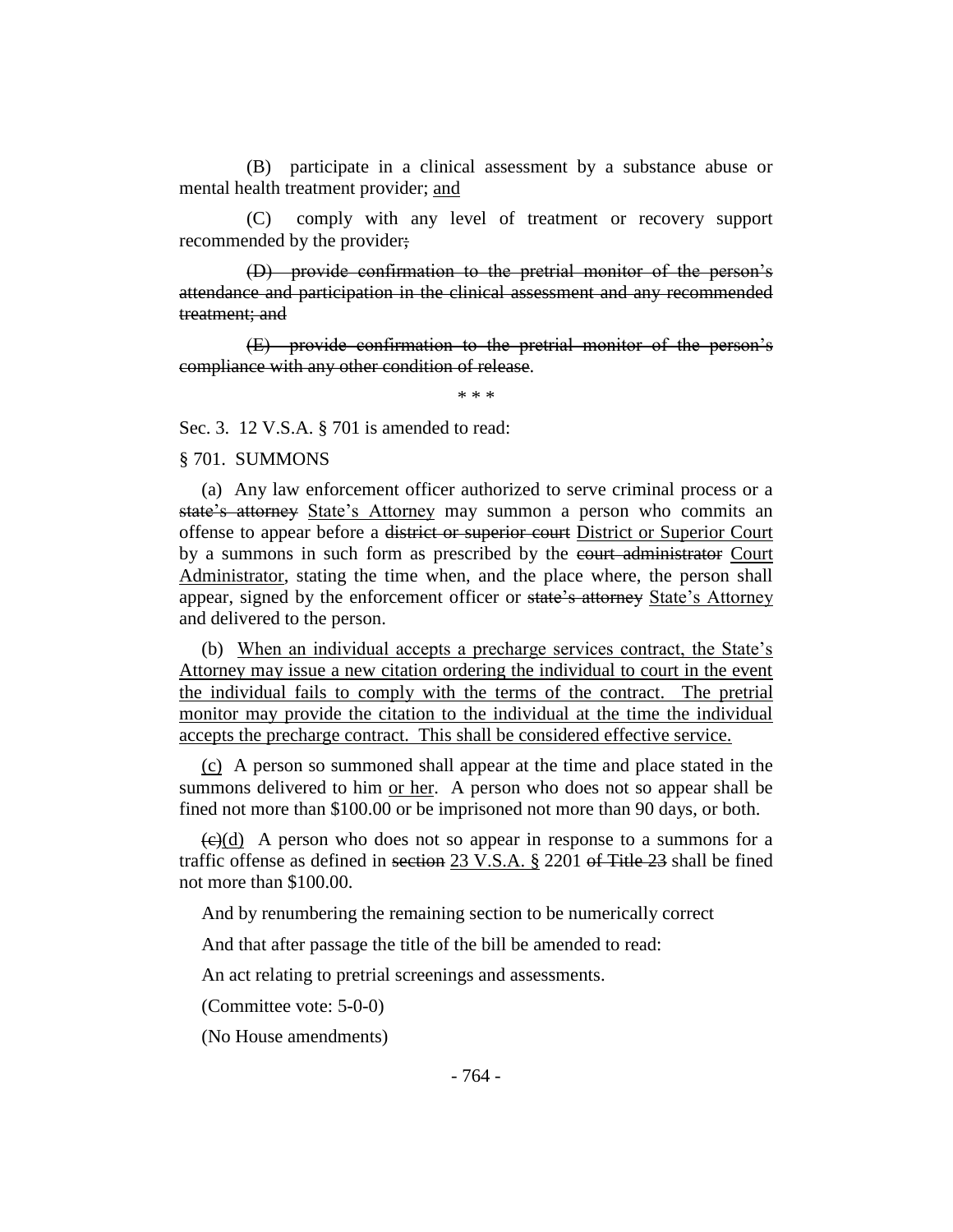(B) participate in a clinical assessment by a substance abuse or mental health treatment provider; <u>and</u>

(C) comply with any level of treatment or recovery support recommended by the provider~~;~~

~~(D) provide confirmation to the pretrial monitor of the person's attendance and participation in the clinical assessment and any recommended treatment; and~~

~~(E) provide confirmation to the pretrial monitor of the person's compliance with any other condition of release~~.

\* \* \*

Sec. 3. 12 V.S.A. § 701 is amended to read:

§ 701. SUMMONS

(a) Any law enforcement officer authorized to serve criminal process or a ~~state's attorney~~ <u>State's Attorney</u> may summon a person who commits an offense to appear before a ~~district or superior court~~ <u>District or Superior Court</u> by a summons in such form as prescribed by the ~~court administrator~~ <u>Court Administrator</u>, stating the time when, and the place where, the person shall appear, signed by the enforcement officer or ~~state's attorney~~ <u>State's Attorney</u> and delivered to the person.

(b) <u>When an individual accepts a precharge services contract, the State's Attorney may issue a new citation ordering the individual to court in the event the individual fails to comply with the terms of the contract. The pretrial monitor may provide the citation to the individual at the time the individual accepts the precharge contract. This shall be considered effective service.</u>

<u>(c)</u> A person so summoned shall appear at the time and place stated in the summons delivered to him <u>or her</u>. A person who does not so appear shall be fined not more than $100.00 or be imprisoned not more than 90 days, or both.

~~(c)~~<u>(d)</u> A person who does not so appear in response to a summons for a traffic offense as defined in ~~section~~ <u>23 V.S.A. §</u> 2201 ~~of Title 23~~ shall be fined not more than $100.00.

And by renumbering the remaining section to be numerically correct

And that after passage the title of the bill be amended to read:

An act relating to pretrial screenings and assessments.

(Committee vote: 5-0-0)

(No House amendments)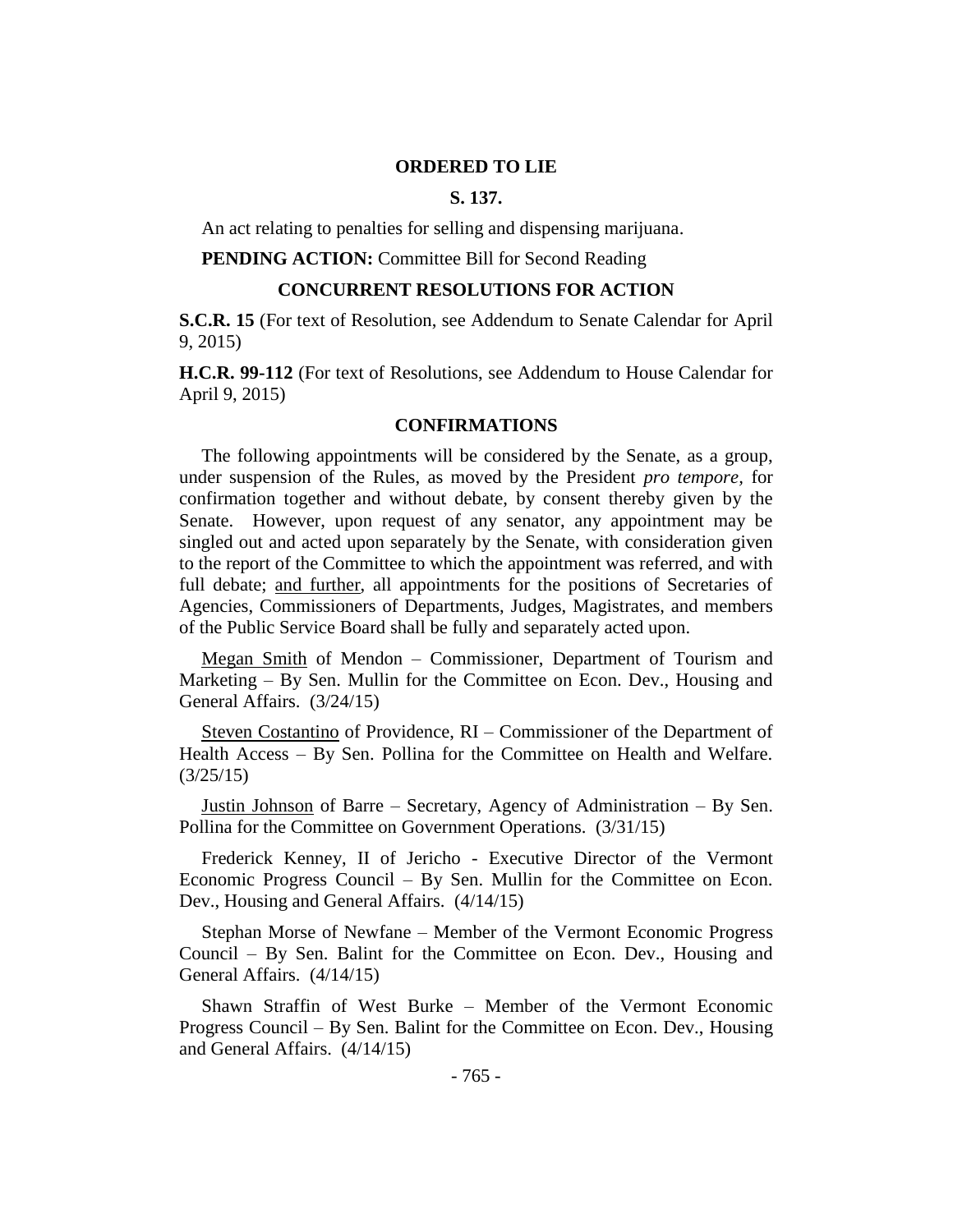## ORDERED TO LIE

### S. 137.

An act relating to penalties for selling and dispensing marijuana.

**PENDING ACTION:** Committee Bill for Second Reading

## CONCURRENT RESOLUTIONS FOR ACTION

**S.C.R. 15** (For text of Resolution, see Addendum to Senate Calendar for April 9, 2015)

**H.C.R. 99-112** (For text of Resolutions, see Addendum to House Calendar for April 9, 2015)

## CONFIRMATIONS

The following appointments will be considered by the Senate, as a group, under suspension of the Rules, as moved by the President *pro tempore,* for confirmation together and without debate, by consent thereby given by the Senate. However, upon request of any senator, any appointment may be singled out and acted upon separately by the Senate, with consideration given to the report of the Committee to which the appointment was referred, and with full debate; <u>and further</u>, all appointments for the positions of Secretaries of Agencies, Commissioners of Departments, Judges, Magistrates, and members of the Public Service Board shall be fully and separately acted upon.

<u>Megan Smith</u> of Mendon – Commissioner, Department of Tourism and Marketing – By Sen. Mullin for the Committee on Econ. Dev., Housing and General Affairs. (3/24/15)

<u>Steven Costantino</u> of Providence, RI – Commissioner of the Department of Health Access – By Sen. Pollina for the Committee on Health and Welfare. (3/25/15)

<u>Justin Johnson</u> of Barre – Secretary, Agency of Administration – By Sen. Pollina for the Committee on Government Operations. (3/31/15)

Frederick Kenney, II of Jericho - Executive Director of the Vermont Economic Progress Council – By Sen. Mullin for the Committee on Econ. Dev., Housing and General Affairs. (4/14/15)

Stephan Morse of Newfane – Member of the Vermont Economic Progress Council – By Sen. Balint for the Committee on Econ. Dev., Housing and General Affairs. (4/14/15)

Shawn Straffin of West Burke – Member of the Vermont Economic Progress Council – By Sen. Balint for the Committee on Econ. Dev., Housing and General Affairs. (4/14/15)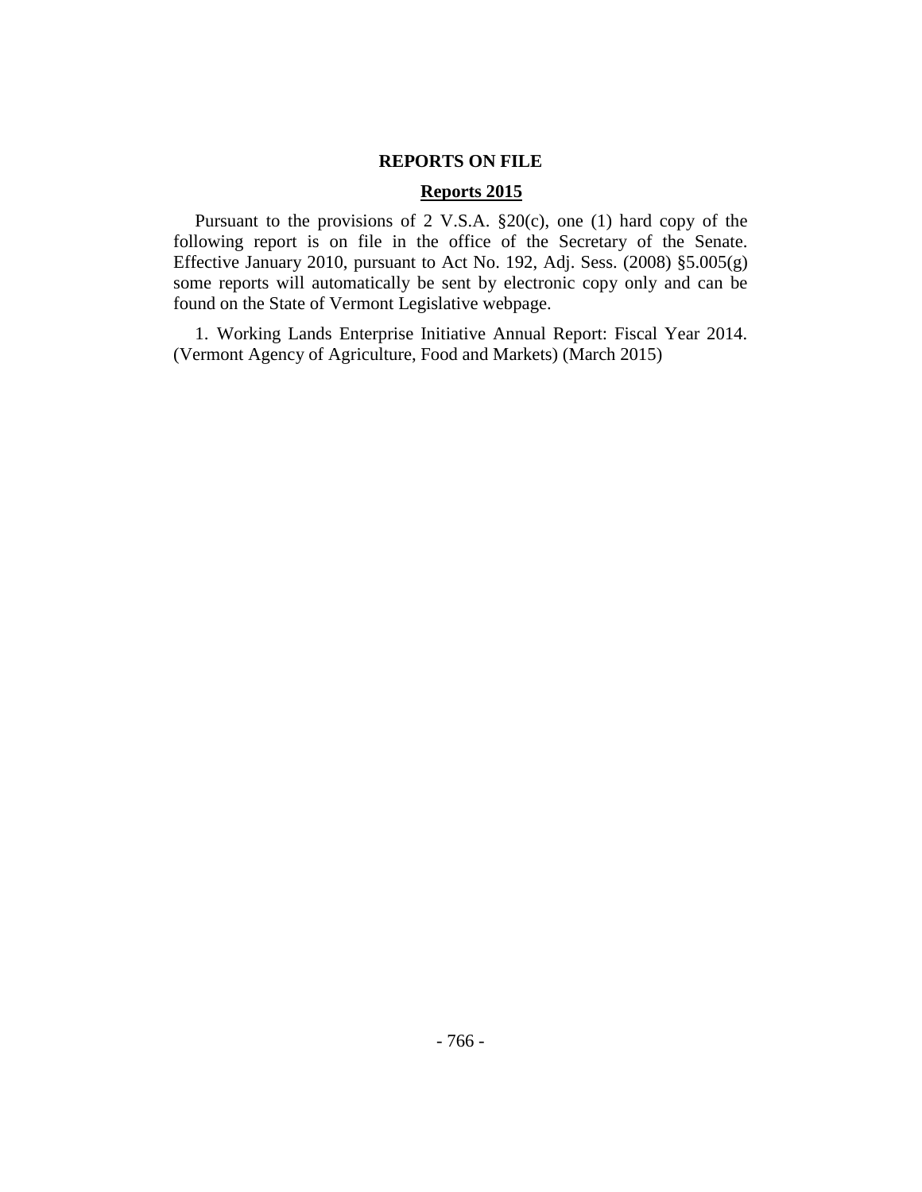## REPORTS ON FILE

### Reports 2015

Pursuant to the provisions of 2 V.S.A. §20(c), one (1) hard copy of the following report is on file in the office of the Secretary of the Senate. Effective January 2010, pursuant to Act No. 192, Adj. Sess. (2008) §5.005(g) some reports will automatically be sent by electronic copy only and can be found on the State of Vermont Legislative webpage.

1. Working Lands Enterprise Initiative Annual Report: Fiscal Year 2014. (Vermont Agency of Agriculture, Food and Markets) (March 2015)